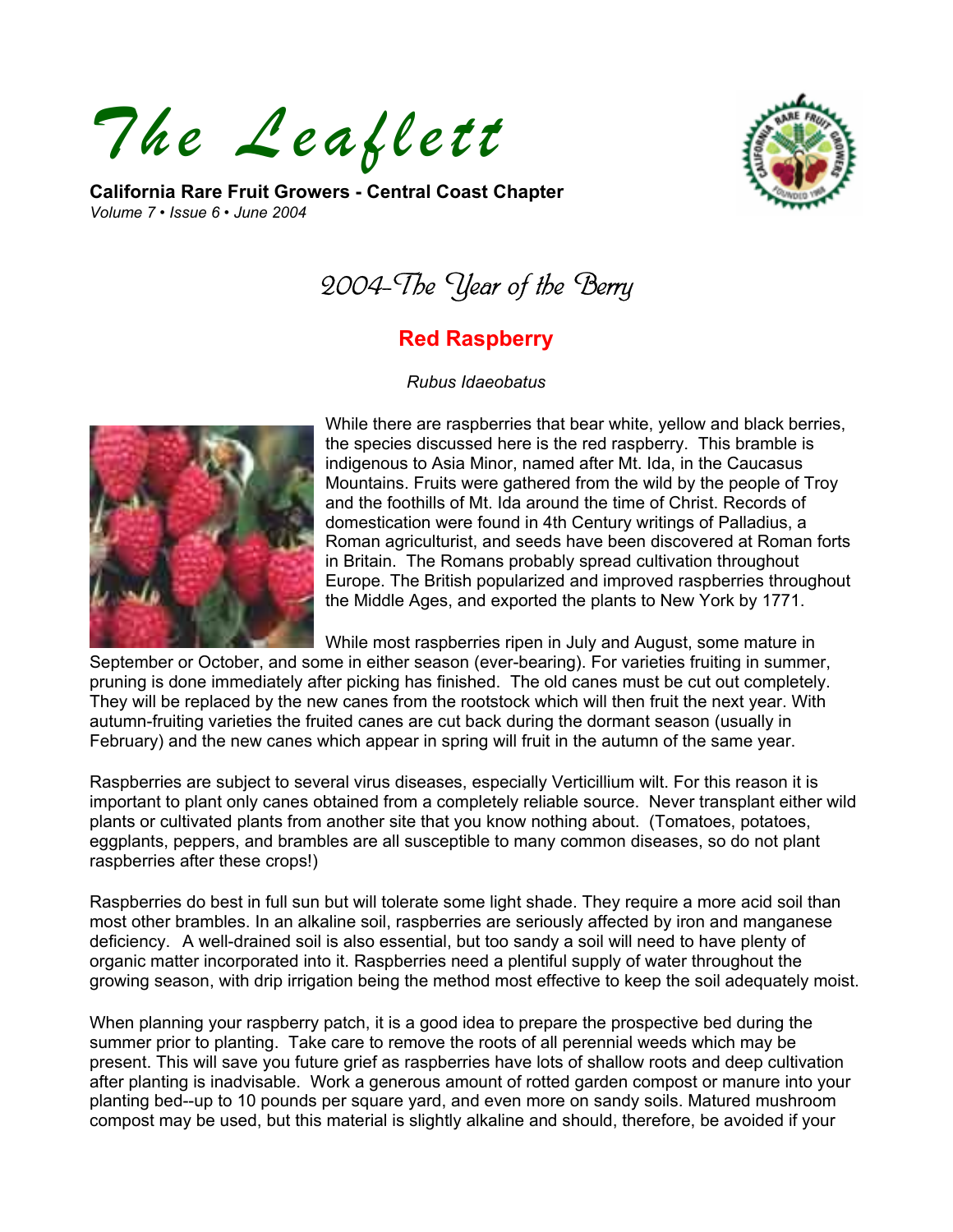# *The Leaflett*

**California Rare Fruit Growers - Central Coast Chapter**
*Volume 7 • Issue 6 • June 2004*

## *2004-The Year of the Berry*

## Red Raspberry

*Rubus Idaeobatus*

While there are raspberries that bear white, yellow and black berries, the species discussed here is the red raspberry. This bramble is indigenous to Asia Minor, named after Mt. Ida, in the Caucasus Mountains. Fruits were gathered from the wild by the people of Troy and the foothills of Mt. Ida around the time of Christ. Records of domestication were found in 4th Century writings of Palladius, a Roman agriculturist, and seeds have been discovered at Roman forts in Britain. The Romans probably spread cultivation throughout Europe. The British popularized and improved raspberries throughout the Middle Ages, and exported the plants to New York by 1771.

While most raspberries ripen in July and August, some mature in September or October, and some in either season (ever-bearing). For varieties fruiting in summer, pruning is done immediately after picking has finished. The old canes must be cut out completely. They will be replaced by the new canes from the rootstock which will then fruit the next year. With autumn-fruiting varieties the fruited canes are cut back during the dormant season (usually in February) and the new canes which appear in spring will fruit in the autumn of the same year.

Raspberries are subject to several virus diseases, especially Verticillium wilt. For this reason it is important to plant only canes obtained from a completely reliable source. Never transplant either wild plants or cultivated plants from another site that you know nothing about. (Tomatoes, potatoes, eggplants, peppers, and brambles are all susceptible to many common diseases, so do not plant raspberries after these crops!)

Raspberries do best in full sun but will tolerate some light shade. They require a more acid soil than most other brambles. In an alkaline soil, raspberries are seriously affected by iron and manganese deficiency. A well-drained soil is also essential, but too sandy a soil will need to have plenty of organic matter incorporated into it. Raspberries need a plentiful supply of water throughout the growing season, with drip irrigation being the method most effective to keep the soil adequately moist.

When planning your raspberry patch, it is a good idea to prepare the prospective bed during the summer prior to planting. Take care to remove the roots of all perennial weeds which may be present. This will save you future grief as raspberries have lots of shallow roots and deep cultivation after planting is inadvisable. Work a generous amount of rotted garden compost or manure into your planting bed--up to 10 pounds per square yard, and even more on sandy soils. Matured mushroom compost may be used, but this material is slightly alkaline and should, therefore, be avoided if your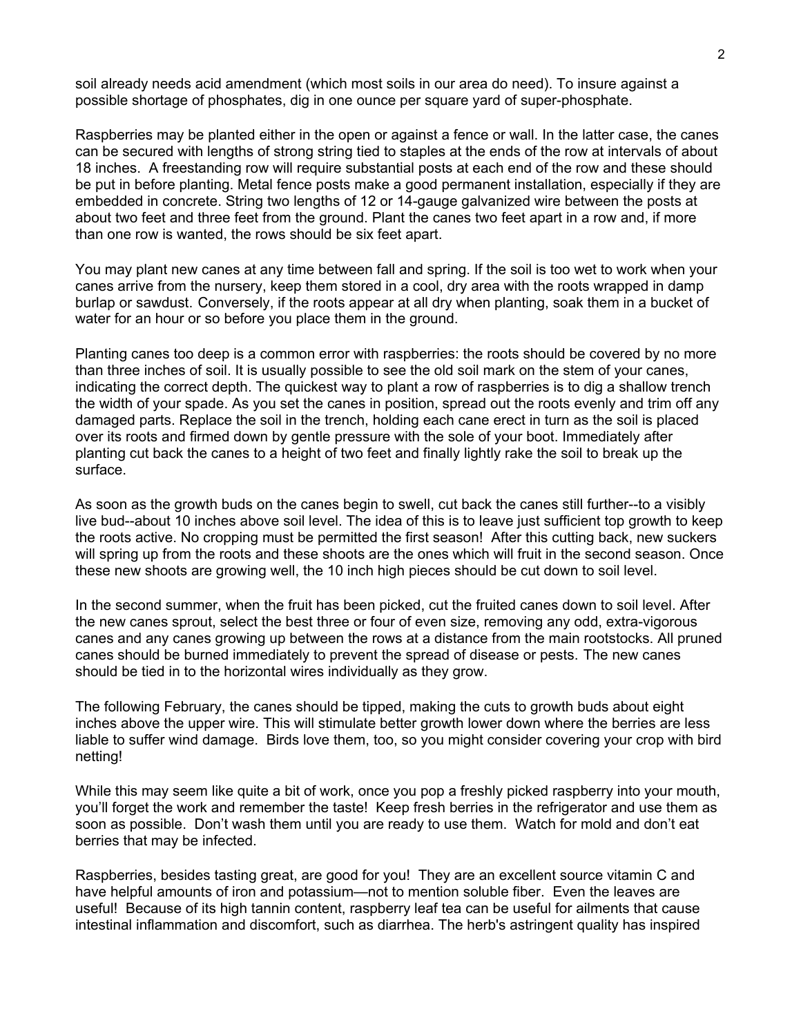soil already needs acid amendment (which most soils in our area do need). To insure against a possible shortage of phosphates, dig in one ounce per square yard of super-phosphate.

Raspberries may be planted either in the open or against a fence or wall. In the latter case, the canes can be secured with lengths of strong string tied to staples at the ends of the row at intervals of about 18 inches. A freestanding row will require substantial posts at each end of the row and these should be put in before planting. Metal fence posts make a good permanent installation, especially if they are embedded in concrete. String two lengths of 12 or 14-gauge galvanized wire between the posts at about two feet and three feet from the ground. Plant the canes two feet apart in a row and, if more than one row is wanted, the rows should be six feet apart.

You may plant new canes at any time between fall and spring. If the soil is too wet to work when your canes arrive from the nursery, keep them stored in a cool, dry area with the roots wrapped in damp burlap or sawdust. Conversely, if the roots appear at all dry when planting, soak them in a bucket of water for an hour or so before you place them in the ground.

Planting canes too deep is a common error with raspberries: the roots should be covered by no more than three inches of soil. It is usually possible to see the old soil mark on the stem of your canes, indicating the correct depth. The quickest way to plant a row of raspberries is to dig a shallow trench the width of your spade. As you set the canes in position, spread out the roots evenly and trim off any damaged parts. Replace the soil in the trench, holding each cane erect in turn as the soil is placed over its roots and firmed down by gentle pressure with the sole of your boot. Immediately after planting cut back the canes to a height of two feet and finally lightly rake the soil to break up the surface.

As soon as the growth buds on the canes begin to swell, cut back the canes still further--to a visibly live bud--about 10 inches above soil level. The idea of this is to leave just sufficient top growth to keep the roots active. No cropping must be permitted the first season! After this cutting back, new suckers will spring up from the roots and these shoots are the ones which will fruit in the second season. Once these new shoots are growing well, the 10 inch high pieces should be cut down to soil level.

In the second summer, when the fruit has been picked, cut the fruited canes down to soil level. After the new canes sprout, select the best three or four of even size, removing any odd, extra-vigorous canes and any canes growing up between the rows at a distance from the main rootstocks. All pruned canes should be burned immediately to prevent the spread of disease or pests. The new canes should be tied in to the horizontal wires individually as they grow.

The following February, the canes should be tipped, making the cuts to growth buds about eight inches above the upper wire. This will stimulate better growth lower down where the berries are less liable to suffer wind damage. Birds love them, too, so you might consider covering your crop with bird netting!

While this may seem like quite a bit of work, once you pop a freshly picked raspberry into your mouth, you'll forget the work and remember the taste! Keep fresh berries in the refrigerator and use them as soon as possible. Don't wash them until you are ready to use them. Watch for mold and don't eat berries that may be infected.

Raspberries, besides tasting great, are good for you! They are an excellent source vitamin C and have helpful amounts of iron and potassium—not to mention soluble fiber. Even the leaves are useful! Because of its high tannin content, raspberry leaf tea can be useful for ailments that cause intestinal inflammation and discomfort, such as diarrhea. The herb's astringent quality has inspired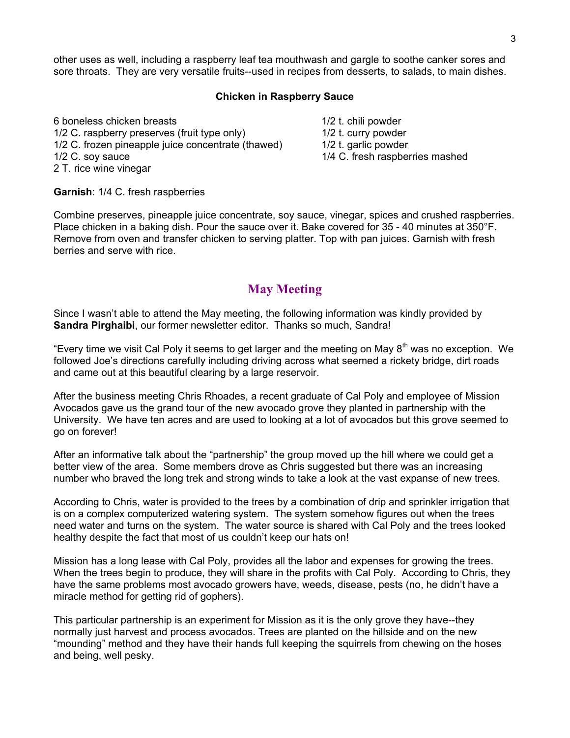other uses as well, including a raspberry leaf tea mouthwash and gargle to soothe canker sores and sore throats. They are very versatile fruits--used in recipes from desserts, to salads, to main dishes.

### Chicken in Raspberry Sauce

6 boneless chicken breasts
1/2 C. raspberry preserves (fruit type only)
1/2 C. frozen pineapple juice concentrate (thawed)
1/2 C. soy sauce
2 T. rice wine vinegar
1/2 t. chili powder
1/2 t. curry powder
1/2 t. garlic powder
1/4 C. fresh raspberries mashed

**Garnish**: 1/4 C. fresh raspberries

Combine preserves, pineapple juice concentrate, soy sauce, vinegar, spices and crushed raspberries. Place chicken in a baking dish. Pour the sauce over it. Bake covered for 35 - 40 minutes at 350°F. Remove from oven and transfer chicken to serving platter. Top with pan juices. Garnish with fresh berries and serve with rice.

## May Meeting

Since I wasn't able to attend the May meeting, the following information was kindly provided by **Sandra Pirghaibi**, our former newsletter editor. Thanks so much, Sandra!

"Every time we visit Cal Poly it seems to get larger and the meeting on May 8th was no exception. We followed Joe's directions carefully including driving across what seemed a rickety bridge, dirt roads and came out at this beautiful clearing by a large reservoir.

After the business meeting Chris Rhoades, a recent graduate of Cal Poly and employee of Mission Avocados gave us the grand tour of the new avocado grove they planted in partnership with the University. We have ten acres and are used to looking at a lot of avocados but this grove seemed to go on forever!

After an informative talk about the "partnership" the group moved up the hill where we could get a better view of the area. Some members drove as Chris suggested but there was an increasing number who braved the long trek and strong winds to take a look at the vast expanse of new trees.

According to Chris, water is provided to the trees by a combination of drip and sprinkler irrigation that is on a complex computerized watering system. The system somehow figures out when the trees need water and turns on the system. The water source is shared with Cal Poly and the trees looked healthy despite the fact that most of us couldn't keep our hats on!

Mission has a long lease with Cal Poly, provides all the labor and expenses for growing the trees. When the trees begin to produce, they will share in the profits with Cal Poly. According to Chris, they have the same problems most avocado growers have, weeds, disease, pests (no, he didn't have a miracle method for getting rid of gophers).

This particular partnership is an experiment for Mission as it is the only grove they have--they normally just harvest and process avocados. Trees are planted on the hillside and on the new "mounding" method and they have their hands full keeping the squirrels from chewing on the hoses and being, well pesky.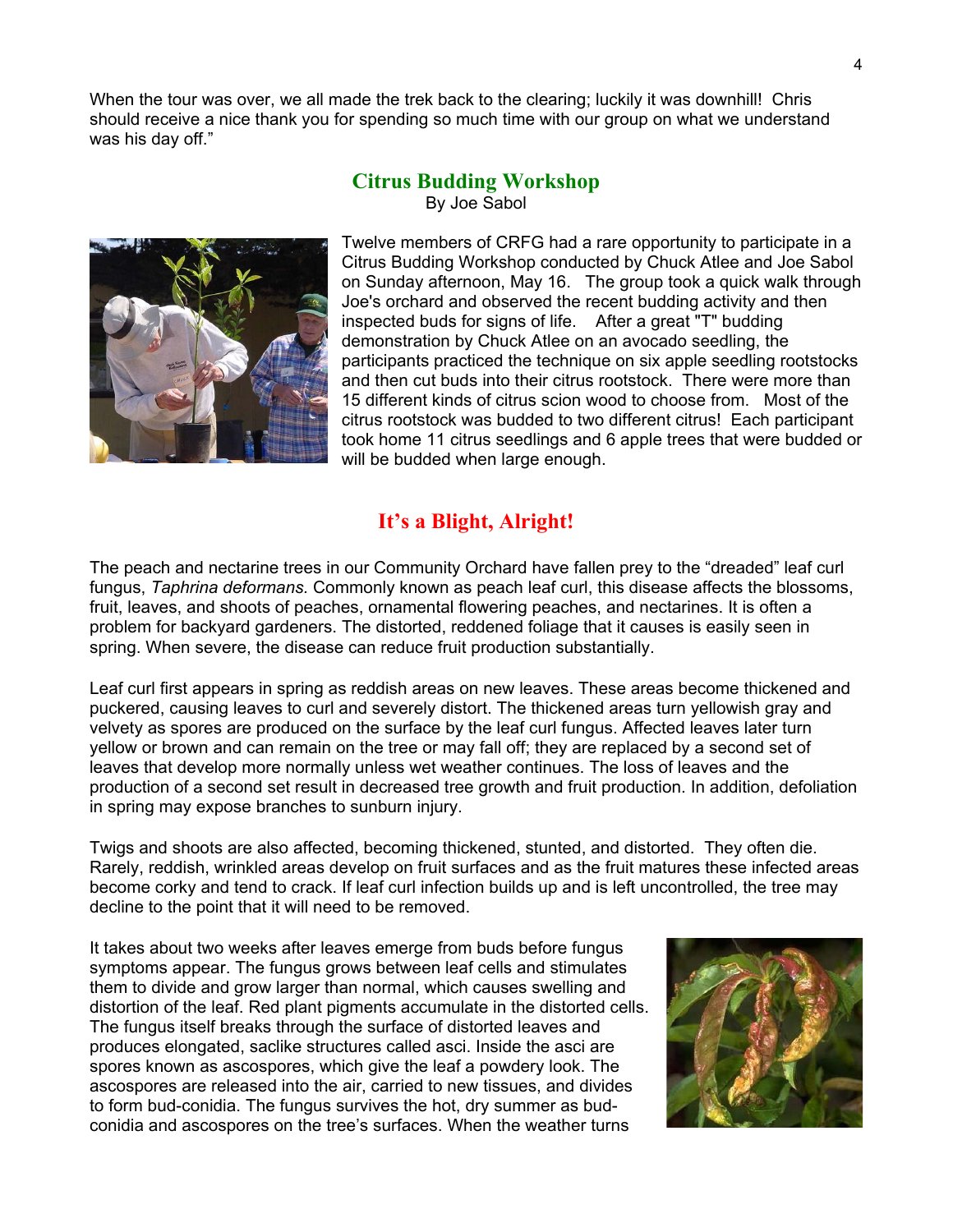When the tour was over, we all made the trek back to the clearing; luckily it was downhill! Chris should receive a nice thank you for spending so much time with our group on what we understand was his day off."

## Citrus Budding Workshop

By Joe Sabol

Twelve members of CRFG had a rare opportunity to participate in a Citrus Budding Workshop conducted by Chuck Atlee and Joe Sabol on Sunday afternoon, May 16. The group took a quick walk through Joe's orchard and observed the recent budding activity and then inspected buds for signs of life. After a great "T" budding demonstration by Chuck Atlee on an avocado seedling, the participants practiced the technique on six apple seedling rootstocks and then cut buds into their citrus rootstock. There were more than 15 different kinds of citrus scion wood to choose from. Most of the citrus rootstock was budded to two different citrus! Each participant took home 11 citrus seedlings and 6 apple trees that were budded or will be budded when large enough.

## It's a Blight, Alright!

The peach and nectarine trees in our Community Orchard have fallen prey to the "dreaded" leaf curl fungus, *Taphrina deformans.* Commonly known as peach leaf curl, this disease affects the blossoms, fruit, leaves, and shoots of peaches, ornamental flowering peaches, and nectarines. It is often a problem for backyard gardeners. The distorted, reddened foliage that it causes is easily seen in spring. When severe, the disease can reduce fruit production substantially.

Leaf curl first appears in spring as reddish areas on new leaves. These areas become thickened and puckered, causing leaves to curl and severely distort. The thickened areas turn yellowish gray and velvety as spores are produced on the surface by the leaf curl fungus. Affected leaves later turn yellow or brown and can remain on the tree or may fall off; they are replaced by a second set of leaves that develop more normally unless wet weather continues. The loss of leaves and the production of a second set result in decreased tree growth and fruit production. In addition, defoliation in spring may expose branches to sunburn injury.

Twigs and shoots are also affected, becoming thickened, stunted, and distorted. They often die. Rarely, reddish, wrinkled areas develop on fruit surfaces and as the fruit matures these infected areas become corky and tend to crack. If leaf curl infection builds up and is left uncontrolled, the tree may decline to the point that it will need to be removed.

It takes about two weeks after leaves emerge from buds before fungus symptoms appear. The fungus grows between leaf cells and stimulates them to divide and grow larger than normal, which causes swelling and distortion of the leaf. Red plant pigments accumulate in the distorted cells. The fungus itself breaks through the surface of distorted leaves and produces elongated, saclike structures called asci. Inside the asci are spores known as ascospores, which give the leaf a powdery look. The ascospores are released into the air, carried to new tissues, and divides to form bud-conidia. The fungus survives the hot, dry summer as bud-conidia and ascospores on the tree's surfaces. When the weather turns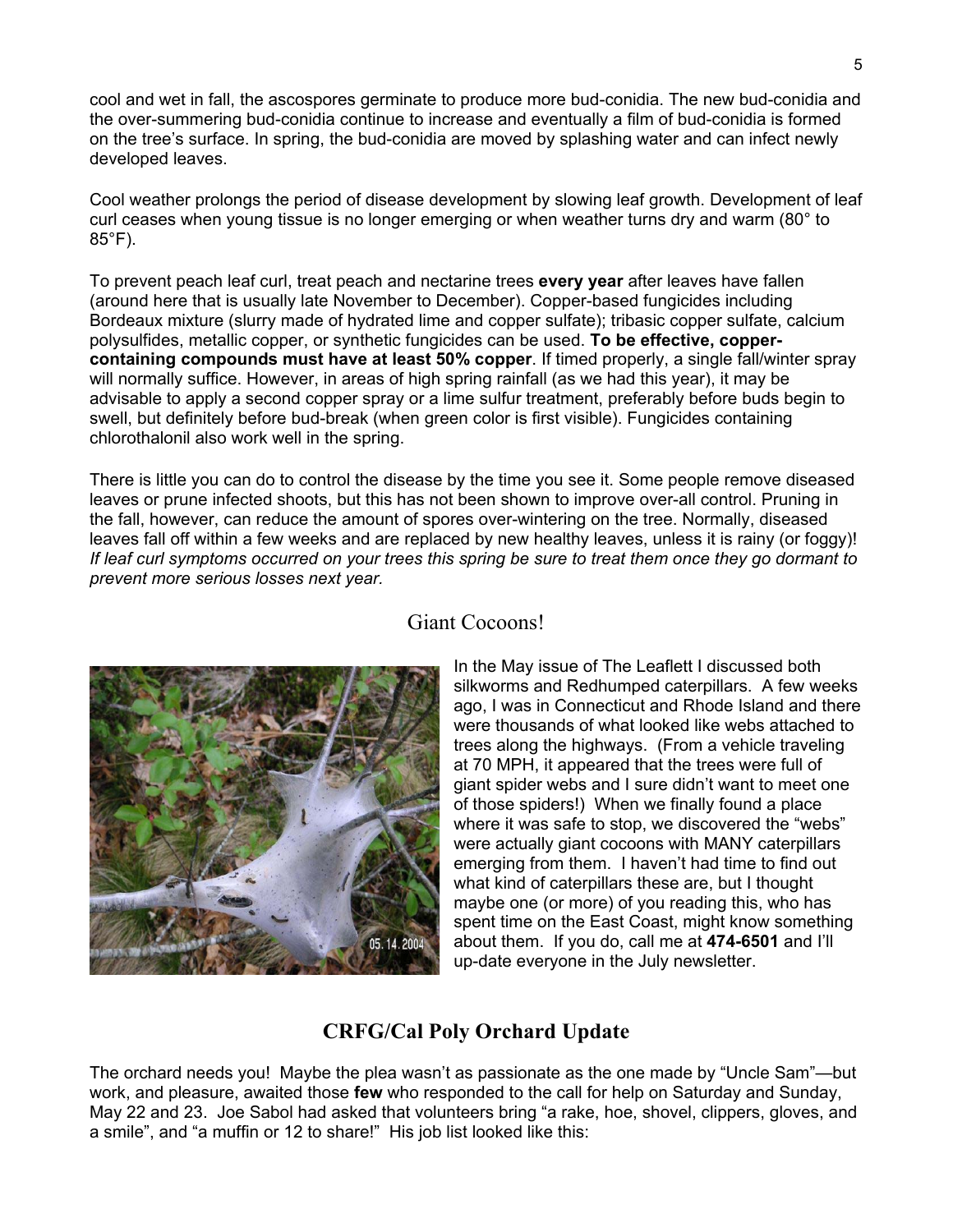cool and wet in fall, the ascospores germinate to produce more bud-conidia. The new bud-conidia and the over-summering bud-conidia continue to increase and eventually a film of bud-conidia is formed on the tree's surface. In spring, the bud-conidia are moved by splashing water and can infect newly developed leaves.

Cool weather prolongs the period of disease development by slowing leaf growth. Development of leaf curl ceases when young tissue is no longer emerging or when weather turns dry and warm (80° to 85°F).

To prevent peach leaf curl, treat peach and nectarine trees **every year** after leaves have fallen (around here that is usually late November to December). Copper-based fungicides including Bordeaux mixture (slurry made of hydrated lime and copper sulfate); tribasic copper sulfate, calcium polysulfides, metallic copper, or synthetic fungicides can be used. **To be effective, copper-containing compounds must have at least 50% copper**. If timed properly, a single fall/winter spray will normally suffice. However, in areas of high spring rainfall (as we had this year), it may be advisable to apply a second copper spray or a lime sulfur treatment, preferably before buds begin to swell, but definitely before bud-break (when green color is first visible). Fungicides containing chlorothalonil also work well in the spring.

There is little you can do to control the disease by the time you see it. Some people remove diseased leaves or prune infected shoots, but this has not been shown to improve over-all control. Pruning in the fall, however, can reduce the amount of spores over-wintering on the tree. Normally, diseased leaves fall off within a few weeks and are replaced by new healthy leaves, unless it is rainy (or foggy)! *If leaf curl symptoms occurred on your trees this spring be sure to treat them once they go dormant to prevent more serious losses next year.*

## Giant Cocoons!

In the May issue of The Leaflett I discussed both silkworms and Redhumped caterpillars. A few weeks ago, I was in Connecticut and Rhode Island and there were thousands of what looked like webs attached to trees along the highways. (From a vehicle traveling at 70 MPH, it appeared that the trees were full of giant spider webs and I sure didn't want to meet one of those spiders!) When we finally found a place where it was safe to stop, we discovered the "webs" were actually giant cocoons with MANY caterpillars emerging from them. I haven't had time to find out what kind of caterpillars these are, but I thought maybe one (or more) of you reading this, who has spent time on the East Coast, might know something about them. If you do, call me at **474-6501** and I'll up-date everyone in the July newsletter.

## CRFG/Cal Poly Orchard Update

The orchard needs you! Maybe the plea wasn't as passionate as the one made by "Uncle Sam"—but work, and pleasure, awaited those **few** who responded to the call for help on Saturday and Sunday, May 22 and 23. Joe Sabol had asked that volunteers bring "a rake, hoe, shovel, clippers, gloves, and a smile", and "a muffin or 12 to share!" His job list looked like this: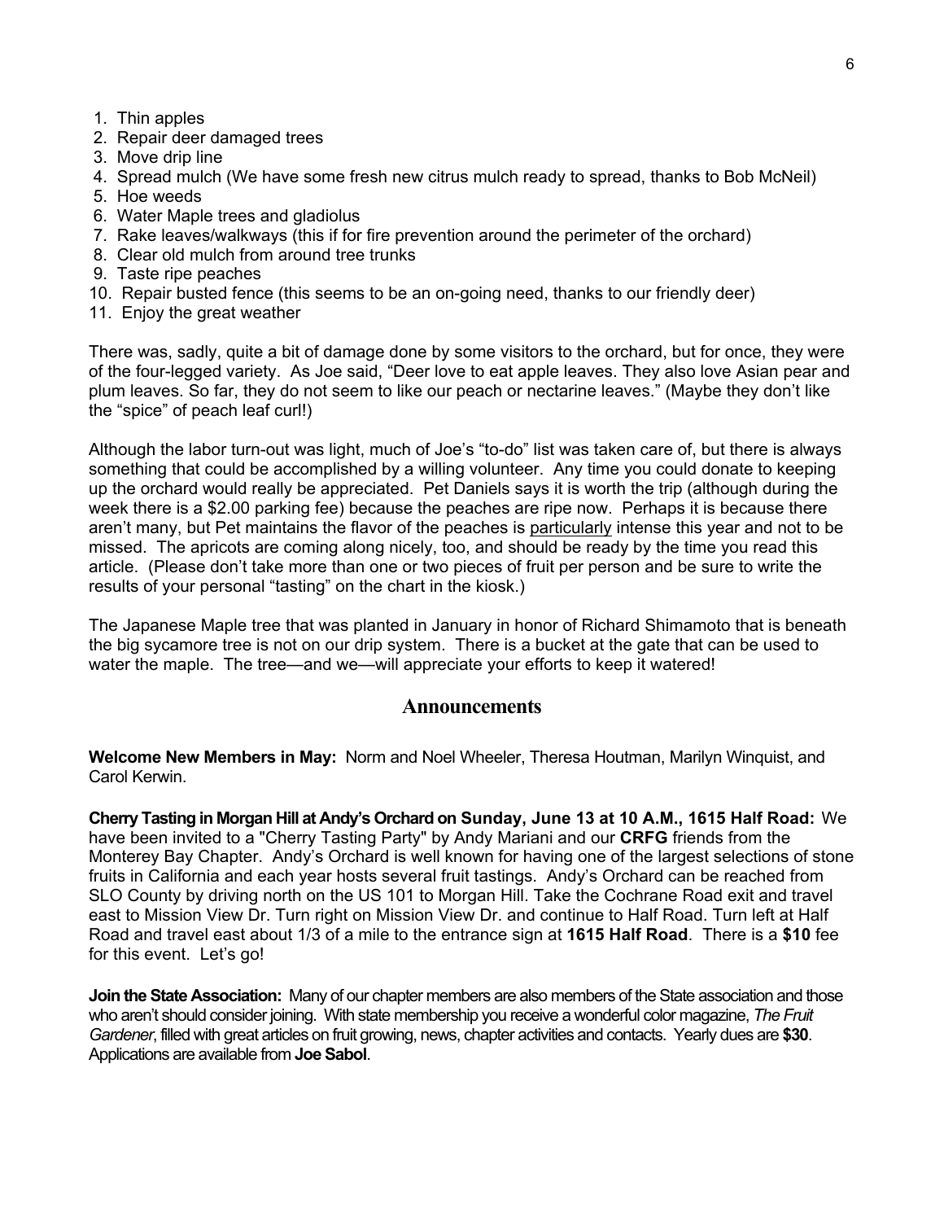1. Thin apples
2. Repair deer damaged trees
3. Move drip line
4. Spread mulch (We have some fresh new citrus mulch ready to spread, thanks to Bob McNeil)
5. Hoe weeds
6. Water Maple trees and gladiolus
7. Rake leaves/walkways (this if for fire prevention around the perimeter of the orchard)
8. Clear old mulch from around tree trunks
9. Taste ripe peaches
10. Repair busted fence (this seems to be an on-going need, thanks to our friendly deer)
11. Enjoy the great weather

There was, sadly, quite a bit of damage done by some visitors to the orchard, but for once, they were of the four-legged variety. As Joe said, "Deer love to eat apple leaves. They also love Asian pear and plum leaves. So far, they do not seem to like our peach or nectarine leaves." (Maybe they don't like the "spice" of peach leaf curl!)

Although the labor turn-out was light, much of Joe's "to-do" list was taken care of, but there is always something that could be accomplished by a willing volunteer. Any time you could donate to keeping up the orchard would really be appreciated. Pet Daniels says it is worth the trip (although during the week there is a $2.00 parking fee) because the peaches are ripe now. Perhaps it is because there aren't many, but Pet maintains the flavor of the peaches is <u>particularly</u> intense this year and not to be missed. The apricots are coming along nicely, too, and should be ready by the time you read this article. (Please don't take more than one or two pieces of fruit per person and be sure to write the results of your personal "tasting" on the chart in the kiosk.)

The Japanese Maple tree that was planted in January in honor of Richard Shimamoto that is beneath the big sycamore tree is not on our drip system. There is a bucket at the gate that can be used to water the maple. The tree—and we—will appreciate your efforts to keep it watered!

## Announcements

**Welcome New Members in May:** Norm and Noel Wheeler, Theresa Houtman, Marilyn Winquist, and Carol Kerwin.

**Cherry Tasting in Morgan Hill at Andy's Orchard on Sunday, June 13 at 10 A.M., 1615 Half Road:** We have been invited to a "Cherry Tasting Party" by Andy Mariani and our **CRFG** friends from the Monterey Bay Chapter. Andy's Orchard is well known for having one of the largest selections of stone fruits in California and each year hosts several fruit tastings. Andy's Orchard can be reached from SLO County by driving north on the US 101 to Morgan Hill. Take the Cochrane Road exit and travel east to Mission View Dr. Turn right on Mission View Dr. and continue to Half Road. Turn left at Half Road and travel east about 1/3 of a mile to the entrance sign at **1615 Half Road**. There is a **$10** fee for this event. Let's go!

**Join the State Association:** Many of our chapter members are also members of the State association and those who aren't should consider joining. With state membership you receive a wonderful color magazine, *The Fruit Gardener*, filled with great articles on fruit growing, news, chapter activities and contacts. Yearly dues are **$30**. Applications are available from **Joe Sabol**.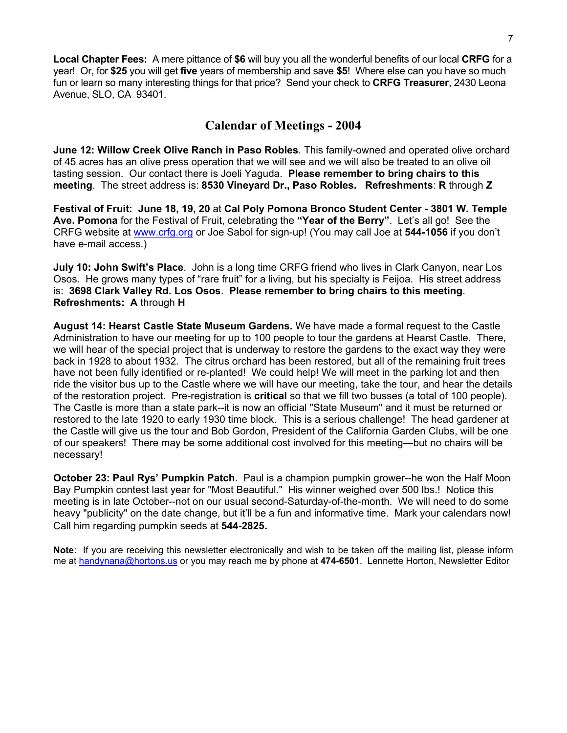**Local Chapter Fees:** A mere pittance of **$6** will buy you all the wonderful benefits of our local **CRFG** for a year! Or, for **$25** you will get **five** years of membership and save **$5**! Where else can you have so much fun or learn so many interesting things for that price? Send your check to **CRFG Treasurer**, 2430 Leona Avenue, SLO, CA 93401.

## Calendar of Meetings - 2004

**June 12: Willow Creek Olive Ranch in Paso Robles**. This family-owned and operated olive orchard of 45 acres has an olive press operation that we will see and we will also be treated to an olive oil tasting session. Our contact there is Joeli Yaguda. **Please remember to bring chairs to this meeting**. The street address is: **8530 Vineyard Dr., Paso Robles. Refreshments**: **R** through **Z**

**Festival of Fruit: June 18, 19, 20** at **Cal Poly Pomona Bronco Student Center - 3801 W. Temple Ave. Pomona** for the Festival of Fruit, celebrating the **"Year of the Berry"**. Let's all go! See the CRFG website at www.crfg.org or Joe Sabol for sign-up! (You may call Joe at **544-1056** if you don't have e-mail access.)

**July 10: John Swift's Place**. John is a long time CRFG friend who lives in Clark Canyon, near Los Osos. He grows many types of "rare fruit" for a living, but his specialty is Feijoa. His street address is: **3698 Clark Valley Rd. Los Osos**. **Please remember to bring chairs to this meeting**. **Refreshments: A** through **H**

**August 14: Hearst Castle State Museum Gardens.** We have made a formal request to the Castle Administration to have our meeting for up to 100 people to tour the gardens at Hearst Castle. There, we will hear of the special project that is underway to restore the gardens to the exact way they were back in 1928 to about 1932. The citrus orchard has been restored, but all of the remaining fruit trees have not been fully identified or re-planted! We could help! We will meet in the parking lot and then ride the visitor bus up to the Castle where we will have our meeting, take the tour, and hear the details of the restoration project. Pre-registration is **critical** so that we fill two busses (a total of 100 people). The Castle is more than a state park--it is now an official "State Museum" and it must be returned or restored to the late 1920 to early 1930 time block. This is a serious challenge! The head gardener at the Castle will give us the tour and Bob Gordon, President of the California Garden Clubs, will be one of our speakers! There may be some additional cost involved for this meeting—but no chairs will be necessary!

**October 23: Paul Rys' Pumpkin Patch**. Paul is a champion pumpkin grower--he won the Half Moon Bay Pumpkin contest last year for "Most Beautiful." His winner weighed over 500 lbs.! Notice this meeting is in late October--not on our usual second-Saturday-of-the-month. We will need to do some heavy "publicity" on the date change, but it'll be a fun and informative time. Mark your calendars now! Call him regarding pumpkin seeds at **544-2825.**

**Note**: If you are receiving this newsletter electronically and wish to be taken off the mailing list, please inform me at handynana@hortons.us or you may reach me by phone at **474-6501**. Lennette Horton, Newsletter Editor